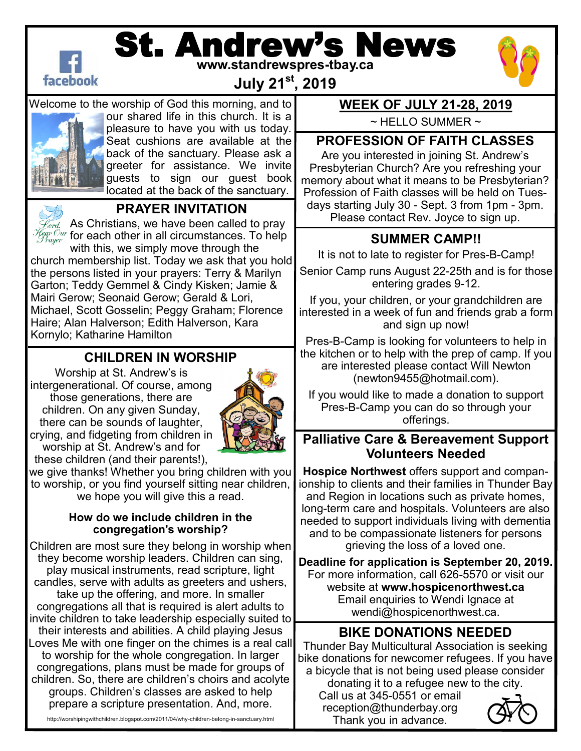# St. Andrew's News

www.standrewspres-tbay.ca

**July 21st, 2019**

Welcome to the worship of God this morning, and to our shared life in this church. It is a pleasure to have you with us today. Seat cushions are available at the back of the sanctuary. Please ask a greeter for assistance. We invite guests to sign our guest book located at the back of the sanctuary.

## PRAYER INVITATION

As Christians, we have been called to pray for each other in all circumstances. To help with this, we simply move through the church membership list. Today we ask that you hold the persons listed in your prayers: Terry & Marilyn Garton; Teddy Gemmel & Cindy Kisken; Jamie & Mairi Gerow; Seonaid Gerow; Gerald & Lori, Michael, Scott Gosselin; Peggy Graham; Florence Haire; Alan Halverson; Edith Halverson, Kara Kornylo; Katharine Hamilton

## CHILDREN IN WORSHIP

Worship at St. Andrew's is intergenerational. Of course, among those generations, there are children. On any given Sunday, there can be sounds of laughter, crying, and fidgeting from children in worship at St. Andrew's and for these children (and their parents!), we give thanks! Whether you bring children with you to worship, or you find yourself sitting near children, we hope you will give this a read.

**How do we include children in the congregation's worship?**

Children are most sure they belong in worship when they become worship leaders. Children can sing, play musical instruments, read scripture, light candles, serve with adults as greeters and ushers, take up the offering, and more. In smaller congregations all that is required is alert adults to invite children to take leadership especially suited to their interests and abilities. A child playing Jesus Loves Me with one finger on the chimes is a real call to worship for the whole congregation. In larger congregations, plans must be made for groups of children. So, there are children's choirs and acolyte groups. Children's classes are asked to help prepare a scripture presentation. And, more.

http://worshipingwithchildren.blogspot.com/2011/04/why-children-belong-in-sanctuary.html

## WEEK OF JULY 21-28, 2019

~ HELLO SUMMER ~

## PROFESSION OF FAITH CLASSES

Are you interested in joining St. Andrew's Presbyterian Church? Are you refreshing your memory about what it means to be Presbyterian? Profession of Faith classes will be held on Tuesdays starting July 30 - Sept. 3 from 1pm - 3pm. Please contact Rev. Joyce to sign up.

## SUMMER CAMP!!

It is not to late to register for Pres-B-Camp!

Senior Camp runs August 22-25th and is for those entering grades 9-12.

If you, your children, or your grandchildren are interested in a week of fun and friends grab a form and sign up now!

Pres-B-Camp is looking for volunteers to help in the kitchen or to help with the prep of camp. If you are interested please contact Will Newton (newton9455@hotmail.com).

If you would like to made a donation to support Pres-B-Camp you can do so through your offerings.

## Palliative Care & Bereavement Support Volunteers Needed

**Hospice Northwest** offers support and companionship to clients and their families in Thunder Bay and Region in locations such as private homes, long-term care and hospitals. Volunteers are also needed to support individuals living with dementia and to be compassionate listeners for persons grieving the loss of a loved one.

**Deadline for application is September 20, 2019.** For more information, call 626-5570 or visit our website at **www.hospicenorthwest.ca** Email enquiries to Wendi Ignace at wendi@hospicenorthwest.ca.

## BIKE DONATIONS NEEDED

Thunder Bay Multicultural Association is seeking bike donations for newcomer refugees. If you have a bicycle that is not being used please consider donating it to a refugee new to the city. Call us at 345-0551 or email reception@thunderbay.org Thank you in advance.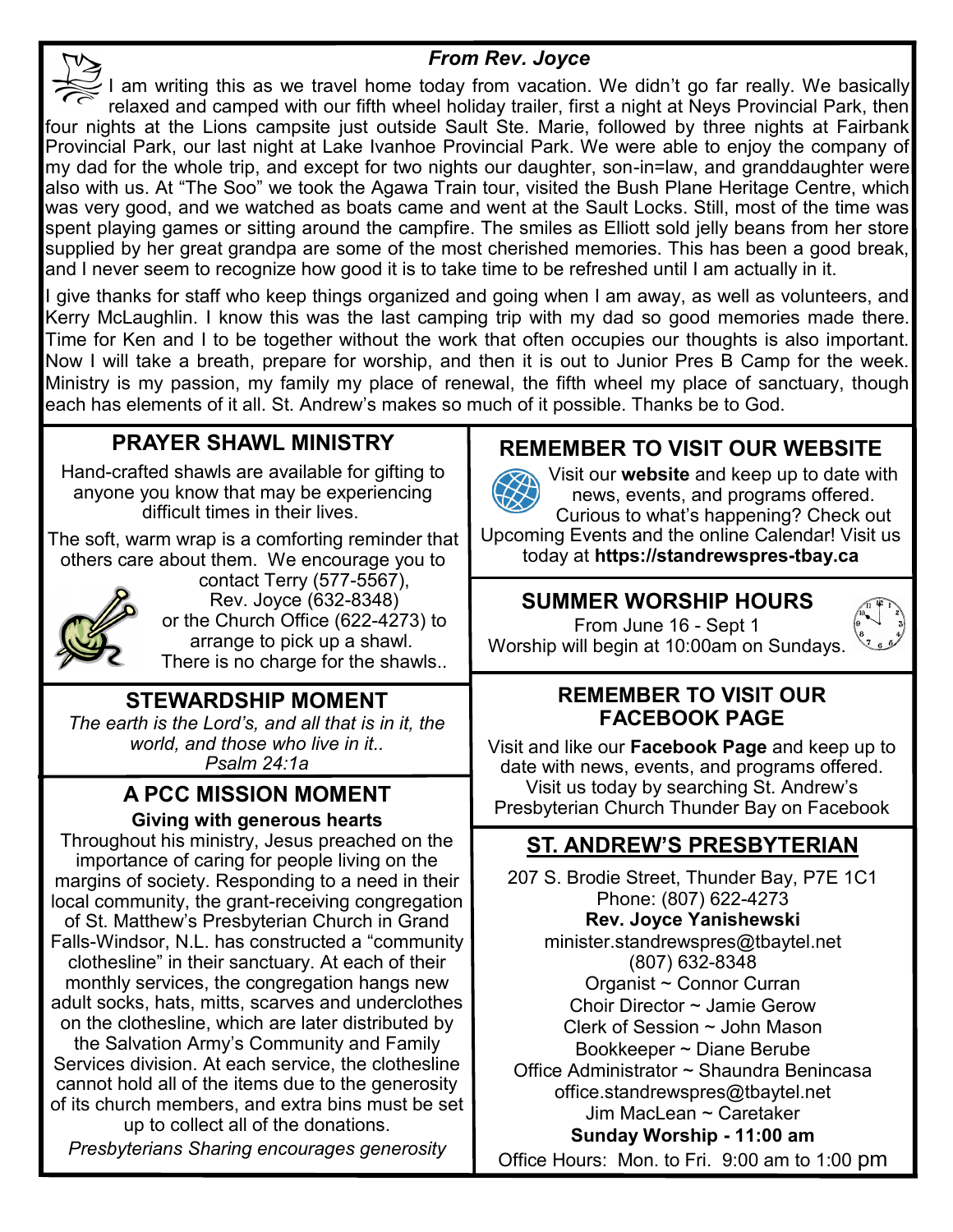### *From Rev. Joyce*

I am writing this as we travel home today from vacation. We didn't go far really. We basically relaxed and camped with our fifth wheel holiday trailer, first a night at Neys Provincial Park, then four nights at the Lions campsite just outside Sault Ste. Marie, followed by three nights at Fairbank Provincial Park, our last night at Lake Ivanhoe Provincial Park. We were able to enjoy the company of my dad for the whole trip, and except for two nights our daughter, son-in=law, and granddaughter were also with us. At "The Soo" we took the Agawa Train tour, visited the Bush Plane Heritage Centre, which was very good, and we watched as boats came and went at the Sault Locks. Still, most of the time was spent playing games or sitting around the campfire. The smiles as Elliott sold jelly beans from her store supplied by her great grandpa are some of the most cherished memories. This has been a good break, and I never seem to recognize how good it is to take time to be refreshed until I am actually in it.

I give thanks for staff who keep things organized and going when I am away, as well as volunteers, and Kerry McLaughlin. I know this was the last camping trip with my dad so good memories made there. Time for Ken and I to be together without the work that often occupies our thoughts is also important. Now I will take a breath, prepare for worship, and then it is out to Junior Pres B Camp for the week. Ministry is my passion, my family my place of renewal, the fifth wheel my place of sanctuary, though each has elements of it all. St. Andrew's makes so much of it possible. Thanks be to God.

## PRAYER SHAWL MINISTRY

Hand-crafted shawls are available for gifting to anyone you know that may be experiencing difficult times in their lives.

The soft, warm wrap is a comforting reminder that others care about them. We encourage you to contact Terry (577-5567), Rev. Joyce (632-8348) or the Church Office (622-4273) to arrange to pick up a shawl. There is no charge for the shawls..

## STEWARDSHIP MOMENT

*The earth is the Lord's, and all that is in it, the world, and those who live in it..*
*Psalm 24:1a*

## A PCC MISSION MOMENT

**Giving with generous hearts**

Throughout his ministry, Jesus preached on the importance of caring for people living on the margins of society. Responding to a need in their local community, the grant-receiving congregation of St. Matthew's Presbyterian Church in Grand Falls-Windsor, N.L. has constructed a "community clothesline" in their sanctuary. At each of their monthly services, the congregation hangs new adult socks, hats, mitts, scarves and underclothes on the clothesline, which are later distributed by the Salvation Army's Community and Family Services division. At each service, the clothesline cannot hold all of the items due to the generosity of its church members, and extra bins must be set up to collect all of the donations.

*Presbyterians Sharing encourages generosity*

## REMEMBER TO VISIT OUR WEBSITE

Visit our **website** and keep up to date with news, events, and programs offered. Curious to what's happening? Check out Upcoming Events and the online Calendar! Visit us today at **https://standrewspres-tbay.ca**

## SUMMER WORSHIP HOURS

From June 16 - Sept 1
Worship will begin at 10:00am on Sundays.

## REMEMBER TO VISIT OUR FACEBOOK PAGE

Visit and like our **Facebook Page** and keep up to date with news, events, and programs offered. Visit us today by searching St. Andrew's Presbyterian Church Thunder Bay on Facebook

## ST. ANDREW'S PRESBYTERIAN

207 S. Brodie Street, Thunder Bay, P7E 1C1
Phone: (807) 622-4273
**Rev. Joyce Yanishewski**
minister.standrewspres@tbaytel.net
(807) 632-8348
Organist ~ Connor Curran
Choir Director ~ Jamie Gerow
Clerk of Session ~ John Mason
Bookkeeper ~ Diane Berube
Office Administrator ~ Shaundra Benincasa
office.standrewspres@tbaytel.net
Jim MacLean ~ Caretaker
**Sunday Worship - 11:00 am**
Office Hours: Mon. to Fri. 9:00 am to 1:00 pm